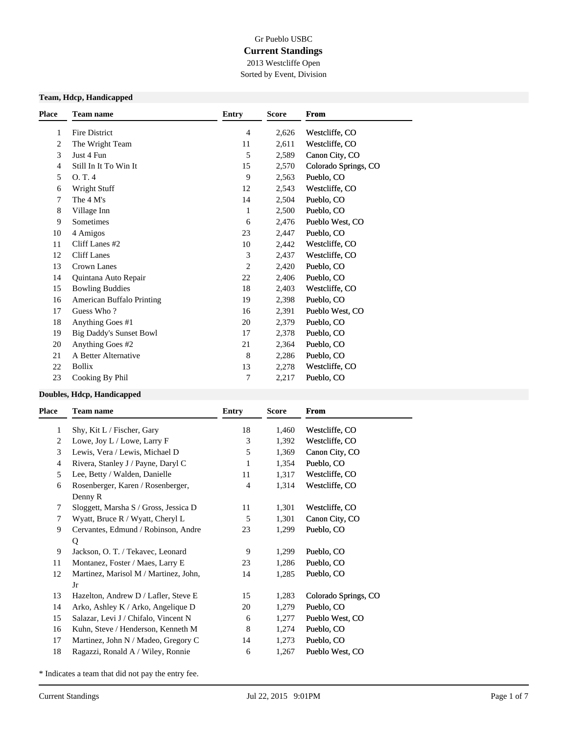Gr Pueblo USBC

# Current Standings

2013 Westcliffe Open

Sorted by Event, Division

## Team, Hdcp, Handicapped

| Place | Team name | Entry | Score | From |
|---|---|---|---|---|
| 1 | Fire District | 4 | 2,626 | Westcliffe, CO |
| 2 | The Wright Team | 11 | 2,611 | Westcliffe, CO |
| 3 | Just 4 Fun | 5 | 2,589 | Canon City, CO |
| 4 | Still In It To Win It | 15 | 2,570 | Colorado Springs, CO |
| 5 | O. T. 4 | 9 | 2,563 | Pueblo, CO |
| 6 | Wright Stuff | 12 | 2,543 | Westcliffe, CO |
| 7 | The 4 M's | 14 | 2,504 | Pueblo, CO |
| 8 | Village Inn | 1 | 2,500 | Pueblo, CO |
| 9 | Sometimes | 6 | 2,476 | Pueblo West, CO |
| 10 | 4 Amigos | 23 | 2,447 | Pueblo, CO |
| 11 | Cliff Lanes #2 | 10 | 2,442 | Westcliffe, CO |
| 12 | Cliff Lanes | 3 | 2,437 | Westcliffe, CO |
| 13 | Crown Lanes | 2 | 2,420 | Pueblo, CO |
| 14 | Quintana Auto Repair | 22 | 2,406 | Pueblo, CO |
| 15 | Bowling Buddies | 18 | 2,403 | Westcliffe, CO |
| 16 | American Buffalo Printing | 19 | 2,398 | Pueblo, CO |
| 17 | Guess Who ? | 16 | 2,391 | Pueblo West, CO |
| 18 | Anything Goes #1 | 20 | 2,379 | Pueblo, CO |
| 19 | Big Daddy's Sunset Bowl | 17 | 2,378 | Pueblo, CO |
| 20 | Anything Goes #2 | 21 | 2,364 | Pueblo, CO |
| 21 | A Better Alternative | 8 | 2,286 | Pueblo, CO |
| 22 | Bollix | 13 | 2,278 | Westcliffe, CO |
| 23 | Cooking By Phil | 7 | 2,217 | Pueblo, CO |

## Doubles, Hdcp, Handicapped

| Place | Team name | Entry | Score | From |
|---|---|---|---|---|
| 1 | Shy, Kit L / Fischer, Gary | 18 | 1,460 | Westcliffe, CO |
| 2 | Lowe, Joy L / Lowe, Larry F | 3 | 1,392 | Westcliffe, CO |
| 3 | Lewis, Vera / Lewis, Michael D | 5 | 1,369 | Canon City, CO |
| 4 | Rivera, Stanley J / Payne, Daryl C | 1 | 1,354 | Pueblo, CO |
| 5 | Lee, Betty / Walden, Danielle | 11 | 1,317 | Westcliffe, CO |
| 6 | Rosenberger, Karen / Rosenberger, Denny R | 4 | 1,314 | Westcliffe, CO |
| 7 | Sloggett, Marsha S / Gross, Jessica D | 11 | 1,301 | Westcliffe, CO |
| 7 | Wyatt, Bruce R / Wyatt, Cheryl L | 5 | 1,301 | Canon City, CO |
| 9 | Cervantes, Edmund / Robinson, Andre Q | 23 | 1,299 | Pueblo, CO |
| 9 | Jackson, O. T. / Tekavec, Leonard | 9 | 1,299 | Pueblo, CO |
| 11 | Montanez, Foster / Maes, Larry E | 23 | 1,286 | Pueblo, CO |
| 12 | Martinez, Marisol M / Martinez, John, Jr | 14 | 1,285 | Pueblo, CO |
| 13 | Hazelton, Andrew D / Lafler, Steve E | 15 | 1,283 | Colorado Springs, CO |
| 14 | Arko, Ashley K / Arko, Angelique D | 20 | 1,279 | Pueblo, CO |
| 15 | Salazar, Levi J / Chifalo, Vincent N | 6 | 1,277 | Pueblo West, CO |
| 16 | Kuhn, Steve / Henderson, Kenneth M | 8 | 1,274 | Pueblo, CO |
| 17 | Martinez, John N / Madeo, Gregory C | 14 | 1,273 | Pueblo, CO |
| 18 | Ragazzi, Ronald A / Wiley, Ronnie | 6 | 1,267 | Pueblo West, CO |

* Indicates a team that did not pay the entry fee.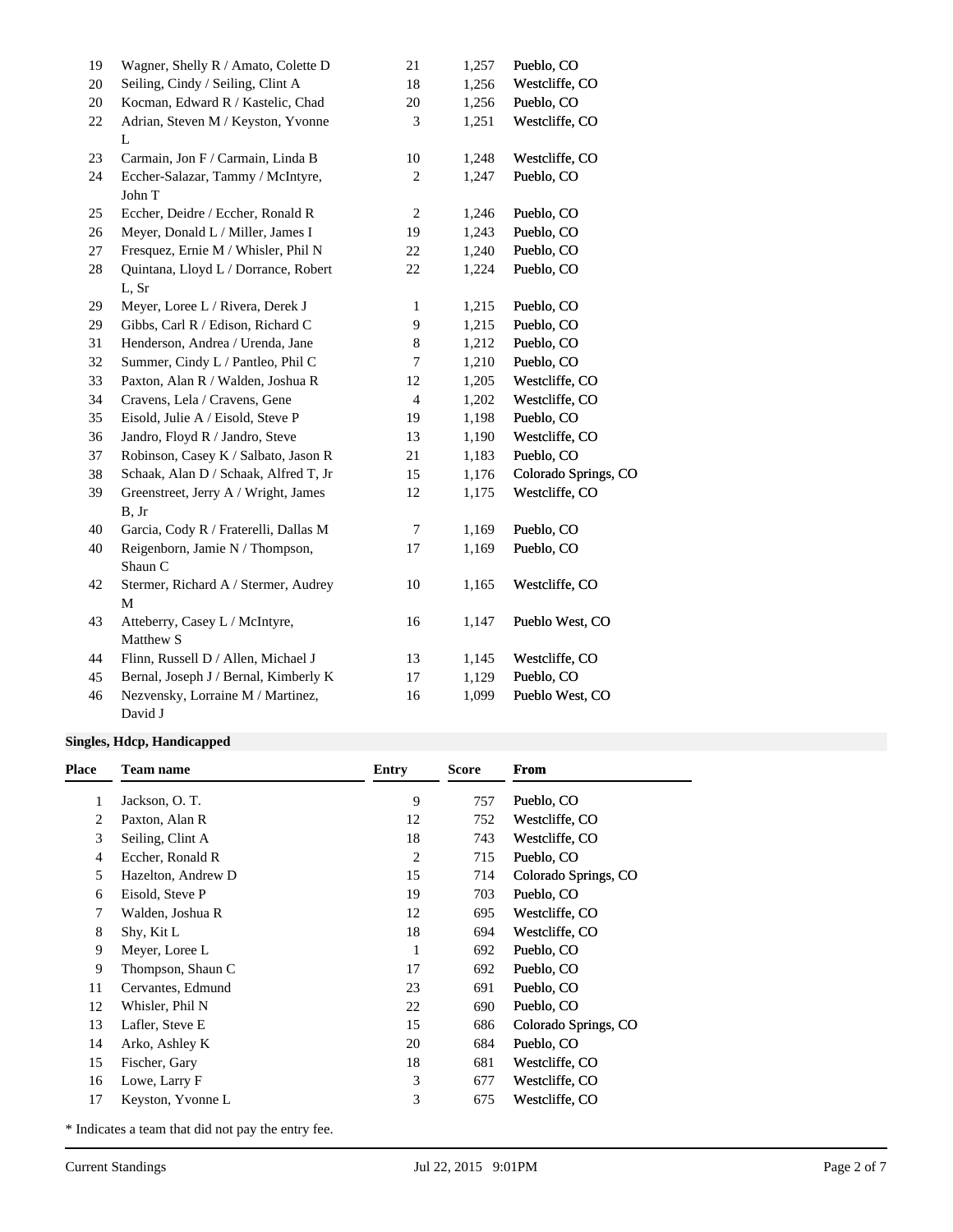| Place | Team name | Entry | Score | From |
|---|---|---|---|---|
| 19 | Wagner, Shelly R / Amato, Colette D | 21 | 1,257 | Pueblo, CO |
| 20 | Seiling, Cindy / Seiling, Clint A | 18 | 1,256 | Westcliffe, CO |
| 20 | Kocman, Edward R / Kastelic, Chad | 20 | 1,256 | Pueblo, CO |
| 22 | Adrian, Steven M / Keyston, Yvonne L | 3 | 1,251 | Westcliffe, CO |
| 23 | Carmain, Jon F / Carmain, Linda B | 10 | 1,248 | Westcliffe, CO |
| 24 | Eccher-Salazar, Tammy / McIntyre, John T | 2 | 1,247 | Pueblo, CO |
| 25 | Eccher, Deidre / Eccher, Ronald R | 2 | 1,246 | Pueblo, CO |
| 26 | Meyer, Donald L / Miller, James I | 19 | 1,243 | Pueblo, CO |
| 27 | Fresquez, Ernie M / Whisler, Phil N | 22 | 1,240 | Pueblo, CO |
| 28 | Quintana, Lloyd L / Dorrance, Robert L, Sr | 22 | 1,224 | Pueblo, CO |
| 29 | Meyer, Loree L / Rivera, Derek J | 1 | 1,215 | Pueblo, CO |
| 29 | Gibbs, Carl R / Edison, Richard C | 9 | 1,215 | Pueblo, CO |
| 31 | Henderson, Andrea / Urenda, Jane | 8 | 1,212 | Pueblo, CO |
| 32 | Summer, Cindy L / Pantleo, Phil C | 7 | 1,210 | Pueblo, CO |
| 33 | Paxton, Alan R / Walden, Joshua R | 12 | 1,205 | Westcliffe, CO |
| 34 | Cravens, Lela / Cravens, Gene | 4 | 1,202 | Westcliffe, CO |
| 35 | Eisold, Julie A / Eisold, Steve P | 19 | 1,198 | Pueblo, CO |
| 36 | Jandro, Floyd R / Jandro, Steve | 13 | 1,190 | Westcliffe, CO |
| 37 | Robinson, Casey K / Salbato, Jason R | 21 | 1,183 | Pueblo, CO |
| 38 | Schaak, Alan D / Schaak, Alfred T, Jr | 15 | 1,176 | Colorado Springs, CO |
| 39 | Greenstreet, Jerry A / Wright, James B, Jr | 12 | 1,175 | Westcliffe, CO |
| 40 | Garcia, Cody R / Fraterelli, Dallas M | 7 | 1,169 | Pueblo, CO |
| 40 | Reigenborn, Jamie N / Thompson, Shaun C | 17 | 1,169 | Pueblo, CO |
| 42 | Stermer, Richard A / Stermer, Audrey M | 10 | 1,165 | Westcliffe, CO |
| 43 | Atteberry, Casey L / McIntyre, Matthew S | 16 | 1,147 | Pueblo West, CO |
| 44 | Flinn, Russell D / Allen, Michael J | 13 | 1,145 | Westcliffe, CO |
| 45 | Bernal, Joseph J / Bernal, Kimberly K | 17 | 1,129 | Pueblo, CO |
| 46 | Nezvensky, Lorraine M / Martinez, David J | 16 | 1,099 | Pueblo West, CO |

**Singles, Hdcp, Handicapped**

| Place | Team name | Entry | Score | From |
|---|---|---|---|---|
| 1 | Jackson, O. T. | 9 | 757 | Pueblo, CO |
| 2 | Paxton, Alan R | 12 | 752 | Westcliffe, CO |
| 3 | Seiling, Clint A | 18 | 743 | Westcliffe, CO |
| 4 | Eccher, Ronald R | 2 | 715 | Pueblo, CO |
| 5 | Hazelton, Andrew D | 15 | 714 | Colorado Springs, CO |
| 6 | Eisold, Steve P | 19 | 703 | Pueblo, CO |
| 7 | Walden, Joshua R | 12 | 695 | Westcliffe, CO |
| 8 | Shy, Kit L | 18 | 694 | Westcliffe, CO |
| 9 | Meyer, Loree L | 1 | 692 | Pueblo, CO |
| 9 | Thompson, Shaun C | 17 | 692 | Pueblo, CO |
| 11 | Cervantes, Edmund | 23 | 691 | Pueblo, CO |
| 12 | Whisler, Phil N | 22 | 690 | Pueblo, CO |
| 13 | Lafler, Steve E | 15 | 686 | Colorado Springs, CO |
| 14 | Arko, Ashley K | 20 | 684 | Pueblo, CO |
| 15 | Fischer, Gary | 18 | 681 | Westcliffe, CO |
| 16 | Lowe, Larry F | 3 | 677 | Westcliffe, CO |
| 17 | Keyston, Yvonne L | 3 | 675 | Westcliffe, CO |

* Indicates a team that did not pay the entry fee.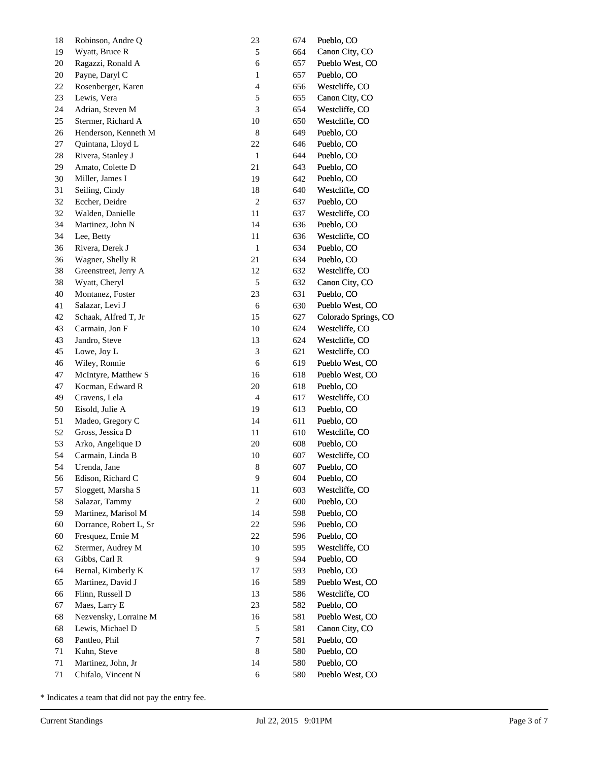| | | | | |
|---|---|---|---|---|
| 18 | Robinson, Andre Q | 23 | 674 | Pueblo, CO |
| 19 | Wyatt, Bruce R | 5 | 664 | Canon City, CO |
| 20 | Ragazzi, Ronald A | 6 | 657 | Pueblo West, CO |
| 20 | Payne, Daryl C | 1 | 657 | Pueblo, CO |
| 22 | Rosenberger, Karen | 4 | 656 | Westcliffe, CO |
| 23 | Lewis, Vera | 5 | 655 | Canon City, CO |
| 24 | Adrian, Steven M | 3 | 654 | Westcliffe, CO |
| 25 | Stermer, Richard A | 10 | 650 | Westcliffe, CO |
| 26 | Henderson, Kenneth M | 8 | 649 | Pueblo, CO |
| 27 | Quintana, Lloyd L | 22 | 646 | Pueblo, CO |
| 28 | Rivera, Stanley J | 1 | 644 | Pueblo, CO |
| 29 | Amato, Colette D | 21 | 643 | Pueblo, CO |
| 30 | Miller, James I | 19 | 642 | Pueblo, CO |
| 31 | Seiling, Cindy | 18 | 640 | Westcliffe, CO |
| 32 | Eccher, Deidre | 2 | 637 | Pueblo, CO |
| 32 | Walden, Danielle | 11 | 637 | Westcliffe, CO |
| 34 | Martinez, John N | 14 | 636 | Pueblo, CO |
| 34 | Lee, Betty | 11 | 636 | Westcliffe, CO |
| 36 | Rivera, Derek J | 1 | 634 | Pueblo, CO |
| 36 | Wagner, Shelly R | 21 | 634 | Pueblo, CO |
| 38 | Greenstreet, Jerry A | 12 | 632 | Westcliffe, CO |
| 38 | Wyatt, Cheryl | 5 | 632 | Canon City, CO |
| 40 | Montanez, Foster | 23 | 631 | Pueblo, CO |
| 41 | Salazar, Levi J | 6 | 630 | Pueblo West, CO |
| 42 | Schaak, Alfred T, Jr | 15 | 627 | Colorado Springs, CO |
| 43 | Carmain, Jon F | 10 | 624 | Westcliffe, CO |
| 43 | Jandro, Steve | 13 | 624 | Westcliffe, CO |
| 45 | Lowe, Joy L | 3 | 621 | Westcliffe, CO |
| 46 | Wiley, Ronnie | 6 | 619 | Pueblo West, CO |
| 47 | McIntyre, Matthew S | 16 | 618 | Pueblo West, CO |
| 47 | Kocman, Edward R | 20 | 618 | Pueblo, CO |
| 49 | Cravens, Lela | 4 | 617 | Westcliffe, CO |
| 50 | Eisold, Julie A | 19 | 613 | Pueblo, CO |
| 51 | Madeo, Gregory C | 14 | 611 | Pueblo, CO |
| 52 | Gross, Jessica D | 11 | 610 | Westcliffe, CO |
| 53 | Arko, Angelique D | 20 | 608 | Pueblo, CO |
| 54 | Carmain, Linda B | 10 | 607 | Westcliffe, CO |
| 54 | Urenda, Jane | 8 | 607 | Pueblo, CO |
| 56 | Edison, Richard C | 9 | 604 | Pueblo, CO |
| 57 | Sloggett, Marsha S | 11 | 603 | Westcliffe, CO |
| 58 | Salazar, Tammy | 2 | 600 | Pueblo, CO |
| 59 | Martinez, Marisol M | 14 | 598 | Pueblo, CO |
| 60 | Dorrance, Robert L, Sr | 22 | 596 | Pueblo, CO |
| 60 | Fresquez, Ernie M | 22 | 596 | Pueblo, CO |
| 62 | Stermer, Audrey M | 10 | 595 | Westcliffe, CO |
| 63 | Gibbs, Carl R | 9 | 594 | Pueblo, CO |
| 64 | Bernal, Kimberly K | 17 | 593 | Pueblo, CO |
| 65 | Martinez, David J | 16 | 589 | Pueblo West, CO |
| 66 | Flinn, Russell D | 13 | 586 | Westcliffe, CO |
| 67 | Maes, Larry E | 23 | 582 | Pueblo, CO |
| 68 | Nezvensky, Lorraine M | 16 | 581 | Pueblo West, CO |
| 68 | Lewis, Michael D | 5 | 581 | Canon City, CO |
| 68 | Pantleo, Phil | 7 | 581 | Pueblo, CO |
| 71 | Kuhn, Steve | 8 | 580 | Pueblo, CO |
| 71 | Martinez, John, Jr | 14 | 580 | Pueblo, CO |
| 71 | Chifalo, Vincent N | 6 | 580 | Pueblo West, CO |

* Indicates a team that did not pay the entry fee.

Current Standings Jul 22, 2015 9:01PM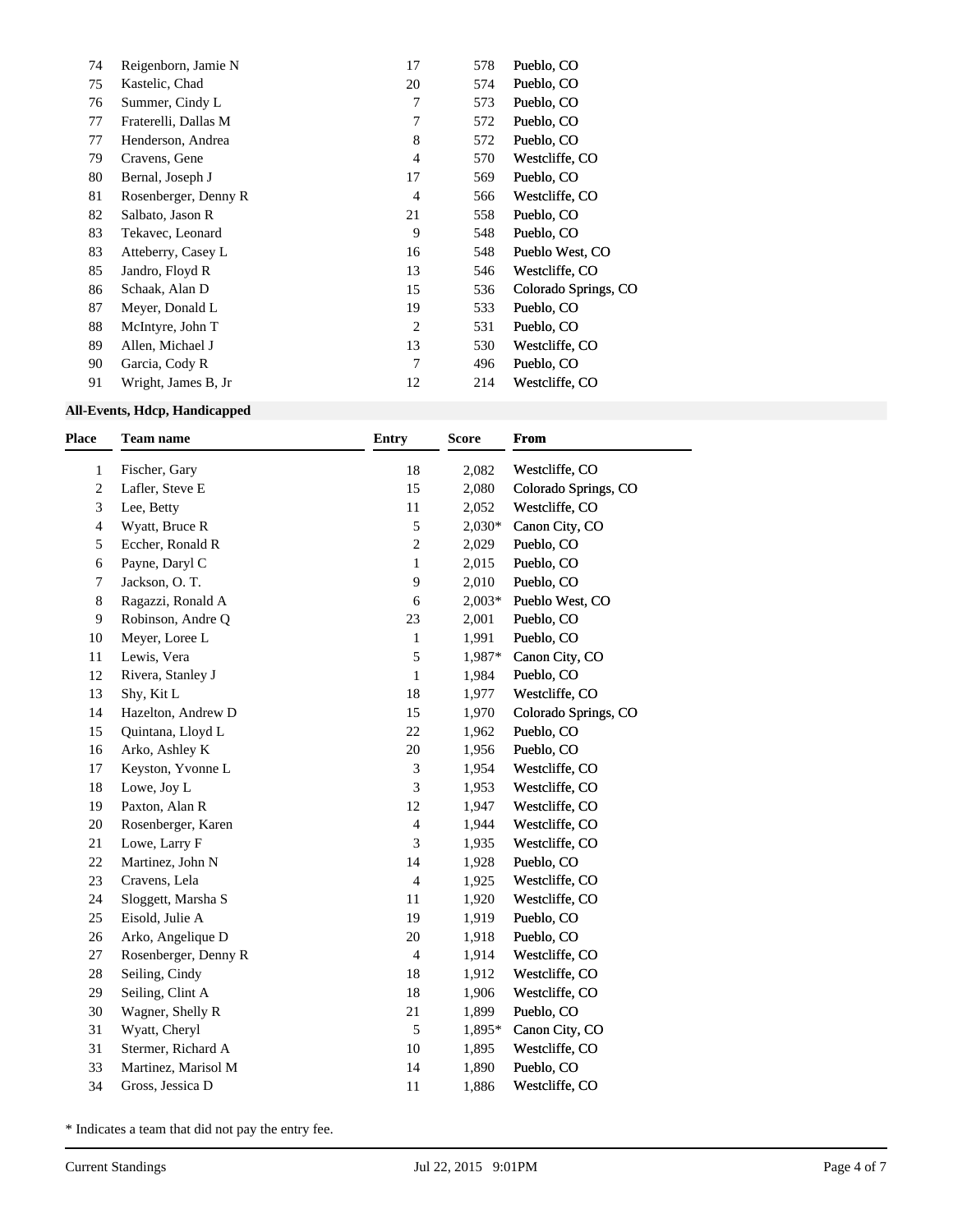| | | | | |
|---|---|---|---|---|
| 74 | Reigenborn, Jamie N | 17 | 578 | Pueblo, CO |
| 75 | Kastelic, Chad | 20 | 574 | Pueblo, CO |
| 76 | Summer, Cindy L | 7 | 573 | Pueblo, CO |
| 77 | Fraterelli, Dallas M | 7 | 572 | Pueblo, CO |
| 77 | Henderson, Andrea | 8 | 572 | Pueblo, CO |
| 79 | Cravens, Gene | 4 | 570 | Westcliffe, CO |
| 80 | Bernal, Joseph J | 17 | 569 | Pueblo, CO |
| 81 | Rosenberger, Denny R | 4 | 566 | Westcliffe, CO |
| 82 | Salbato, Jason R | 21 | 558 | Pueblo, CO |
| 83 | Tekavec, Leonard | 9 | 548 | Pueblo, CO |
| 83 | Atteberry, Casey L | 16 | 548 | Pueblo West, CO |
| 85 | Jandro, Floyd R | 13 | 546 | Westcliffe, CO |
| 86 | Schaak, Alan D | 15 | 536 | Colorado Springs, CO |
| 87 | Meyer, Donald L | 19 | 533 | Pueblo, CO |
| 88 | McIntyre, John T | 2 | 531 | Pueblo, CO |
| 89 | Allen, Michael J | 13 | 530 | Westcliffe, CO |
| 90 | Garcia, Cody R | 7 | 496 | Pueblo, CO |
| 91 | Wright, James B, Jr | 12 | 214 | Westcliffe, CO |

**All-Events, Hdcp, Handicapped**

| Place | Team name | Entry | Score | From |
|---|---|---|---|---|
| 1 | Fischer, Gary | 18 | 2,082 | Westcliffe, CO |
| 2 | Lafler, Steve E | 15 | 2,080 | Colorado Springs, CO |
| 3 | Lee, Betty | 11 | 2,052 | Westcliffe, CO |
| 4 | Wyatt, Bruce R | 5 | 2,030* | Canon City, CO |
| 5 | Eccher, Ronald R | 2 | 2,029 | Pueblo, CO |
| 6 | Payne, Daryl C | 1 | 2,015 | Pueblo, CO |
| 7 | Jackson, O. T. | 9 | 2,010 | Pueblo, CO |
| 8 | Ragazzi, Ronald A | 6 | 2,003* | Pueblo West, CO |
| 9 | Robinson, Andre Q | 23 | 2,001 | Pueblo, CO |
| 10 | Meyer, Loree L | 1 | 1,991 | Pueblo, CO |
| 11 | Lewis, Vera | 5 | 1,987* | Canon City, CO |
| 12 | Rivera, Stanley J | 1 | 1,984 | Pueblo, CO |
| 13 | Shy, Kit L | 18 | 1,977 | Westcliffe, CO |
| 14 | Hazelton, Andrew D | 15 | 1,970 | Colorado Springs, CO |
| 15 | Quintana, Lloyd L | 22 | 1,962 | Pueblo, CO |
| 16 | Arko, Ashley K | 20 | 1,956 | Pueblo, CO |
| 17 | Keyston, Yvonne L | 3 | 1,954 | Westcliffe, CO |
| 18 | Lowe, Joy L | 3 | 1,953 | Westcliffe, CO |
| 19 | Paxton, Alan R | 12 | 1,947 | Westcliffe, CO |
| 20 | Rosenberger, Karen | 4 | 1,944 | Westcliffe, CO |
| 21 | Lowe, Larry F | 3 | 1,935 | Westcliffe, CO |
| 22 | Martinez, John N | 14 | 1,928 | Pueblo, CO |
| 23 | Cravens, Lela | 4 | 1,925 | Westcliffe, CO |
| 24 | Sloggett, Marsha S | 11 | 1,920 | Westcliffe, CO |
| 25 | Eisold, Julie A | 19 | 1,919 | Pueblo, CO |
| 26 | Arko, Angelique D | 20 | 1,918 | Pueblo, CO |
| 27 | Rosenberger, Denny R | 4 | 1,914 | Westcliffe, CO |
| 28 | Seiling, Cindy | 18 | 1,912 | Westcliffe, CO |
| 29 | Seiling, Clint A | 18 | 1,906 | Westcliffe, CO |
| 30 | Wagner, Shelly R | 21 | 1,899 | Pueblo, CO |
| 31 | Wyatt, Cheryl | 5 | 1,895* | Canon City, CO |
| 31 | Stermer, Richard A | 10 | 1,895 | Westcliffe, CO |
| 33 | Martinez, Marisol M | 14 | 1,890 | Pueblo, CO |
| 34 | Gross, Jessica D | 11 | 1,886 | Westcliffe, CO |

* Indicates a team that did not pay the entry fee.

Current Standings Jul 22, 2015 9:01PM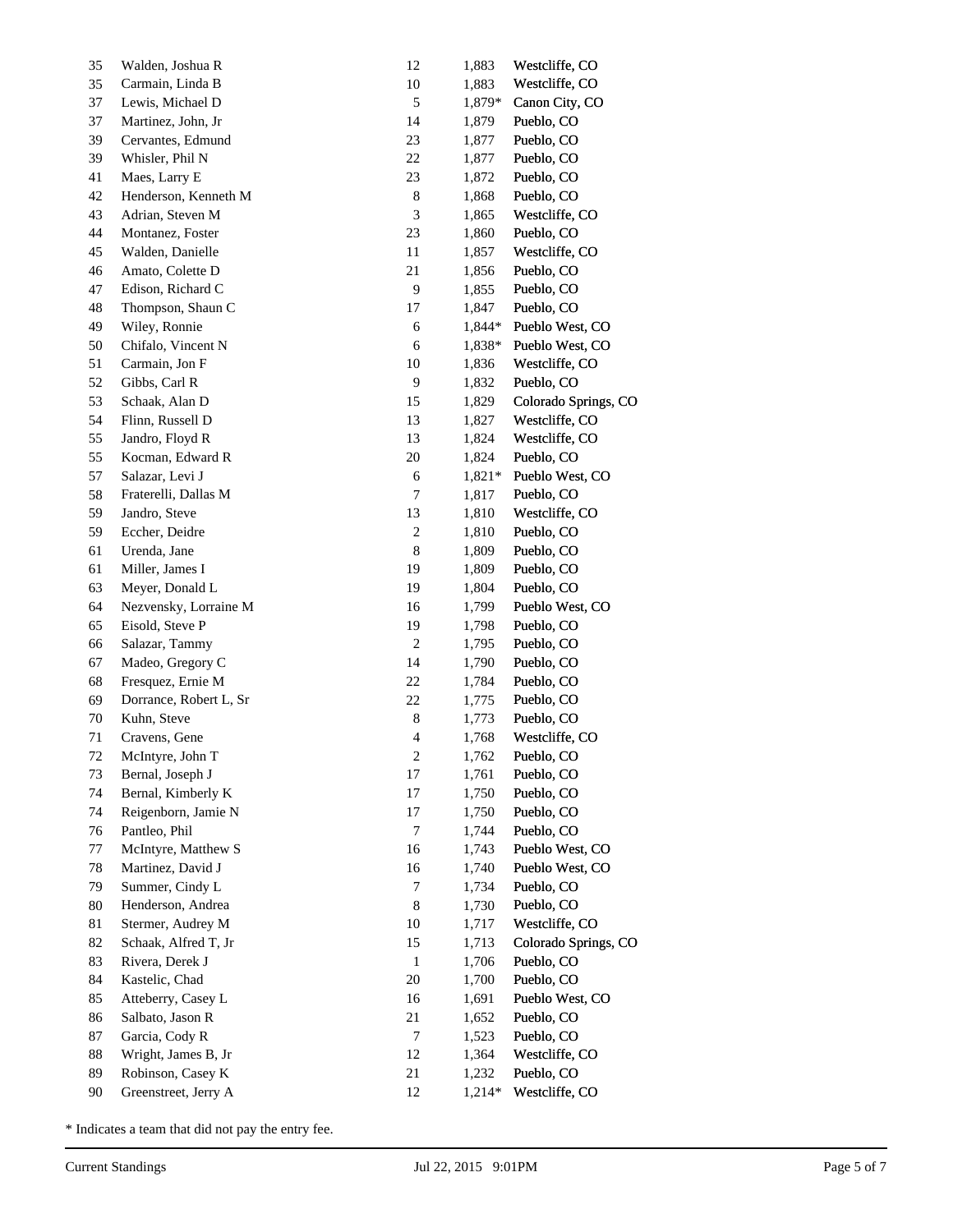| | | | | |
|---|---|---|---|---|
| 35 | Walden, Joshua R | 12 | 1,883 | Westcliffe, CO |
| 35 | Carmain, Linda B | 10 | 1,883 | Westcliffe, CO |
| 37 | Lewis, Michael D | 5 | 1,879* | Canon City, CO |
| 37 | Martinez, John, Jr | 14 | 1,879 | Pueblo, CO |
| 39 | Cervantes, Edmund | 23 | 1,877 | Pueblo, CO |
| 39 | Whisler, Phil N | 22 | 1,877 | Pueblo, CO |
| 41 | Maes, Larry E | 23 | 1,872 | Pueblo, CO |
| 42 | Henderson, Kenneth M | 8 | 1,868 | Pueblo, CO |
| 43 | Adrian, Steven M | 3 | 1,865 | Westcliffe, CO |
| 44 | Montanez, Foster | 23 | 1,860 | Pueblo, CO |
| 45 | Walden, Danielle | 11 | 1,857 | Westcliffe, CO |
| 46 | Amato, Colette D | 21 | 1,856 | Pueblo, CO |
| 47 | Edison, Richard C | 9 | 1,855 | Pueblo, CO |
| 48 | Thompson, Shaun C | 17 | 1,847 | Pueblo, CO |
| 49 | Wiley, Ronnie | 6 | 1,844* | Pueblo West, CO |
| 50 | Chifalo, Vincent N | 6 | 1,838* | Pueblo West, CO |
| 51 | Carmain, Jon F | 10 | 1,836 | Westcliffe, CO |
| 52 | Gibbs, Carl R | 9 | 1,832 | Pueblo, CO |
| 53 | Schaak, Alan D | 15 | 1,829 | Colorado Springs, CO |
| 54 | Flinn, Russell D | 13 | 1,827 | Westcliffe, CO |
| 55 | Jandro, Floyd R | 13 | 1,824 | Westcliffe, CO |
| 55 | Kocman, Edward R | 20 | 1,824 | Pueblo, CO |
| 57 | Salazar, Levi J | 6 | 1,821* | Pueblo West, CO |
| 58 | Fraterelli, Dallas M | 7 | 1,817 | Pueblo, CO |
| 59 | Jandro, Steve | 13 | 1,810 | Westcliffe, CO |
| 59 | Eccher, Deidre | 2 | 1,810 | Pueblo, CO |
| 61 | Urenda, Jane | 8 | 1,809 | Pueblo, CO |
| 61 | Miller, James I | 19 | 1,809 | Pueblo, CO |
| 63 | Meyer, Donald L | 19 | 1,804 | Pueblo, CO |
| 64 | Nezvensky, Lorraine M | 16 | 1,799 | Pueblo West, CO |
| 65 | Eisold, Steve P | 19 | 1,798 | Pueblo, CO |
| 66 | Salazar, Tammy | 2 | 1,795 | Pueblo, CO |
| 67 | Madeo, Gregory C | 14 | 1,790 | Pueblo, CO |
| 68 | Fresquez, Ernie M | 22 | 1,784 | Pueblo, CO |
| 69 | Dorrance, Robert L, Sr | 22 | 1,775 | Pueblo, CO |
| 70 | Kuhn, Steve | 8 | 1,773 | Pueblo, CO |
| 71 | Cravens, Gene | 4 | 1,768 | Westcliffe, CO |
| 72 | McIntyre, John T | 2 | 1,762 | Pueblo, CO |
| 73 | Bernal, Joseph J | 17 | 1,761 | Pueblo, CO |
| 74 | Bernal, Kimberly K | 17 | 1,750 | Pueblo, CO |
| 74 | Reigenborn, Jamie N | 17 | 1,750 | Pueblo, CO |
| 76 | Pantleo, Phil | 7 | 1,744 | Pueblo, CO |
| 77 | McIntyre, Matthew S | 16 | 1,743 | Pueblo West, CO |
| 78 | Martinez, David J | 16 | 1,740 | Pueblo West, CO |
| 79 | Summer, Cindy L | 7 | 1,734 | Pueblo, CO |
| 80 | Henderson, Andrea | 8 | 1,730 | Pueblo, CO |
| 81 | Stermer, Audrey M | 10 | 1,717 | Westcliffe, CO |
| 82 | Schaak, Alfred T, Jr | 15 | 1,713 | Colorado Springs, CO |
| 83 | Rivera, Derek J | 1 | 1,706 | Pueblo, CO |
| 84 | Kastelic, Chad | 20 | 1,700 | Pueblo, CO |
| 85 | Atteberry, Casey L | 16 | 1,691 | Pueblo West, CO |
| 86 | Salbato, Jason R | 21 | 1,652 | Pueblo, CO |
| 87 | Garcia, Cody R | 7 | 1,523 | Pueblo, CO |
| 88 | Wright, James B, Jr | 12 | 1,364 | Westcliffe, CO |
| 89 | Robinson, Casey K | 21 | 1,232 | Pueblo, CO |
| 90 | Greenstreet, Jerry A | 12 | 1,214* | Westcliffe, CO |

* Indicates a team that did not pay the entry fee.

Current Standings    Jul 22, 2015 9:01PM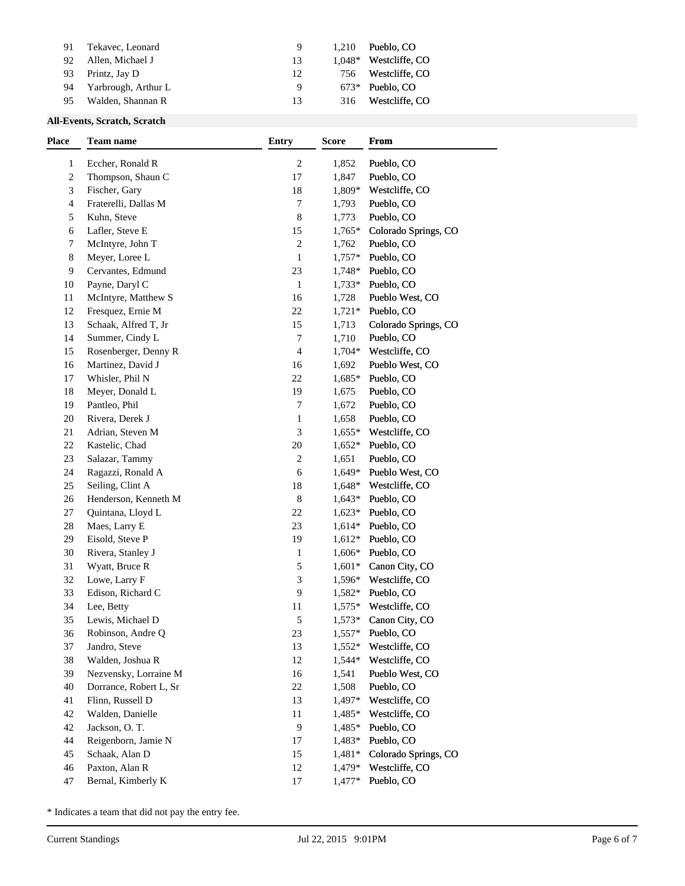| 91 | Tekavec, Leonard | 9 | 1,210 | Pueblo, CO |
|---|---|---|---|---|
| 92 | Allen, Michael J | 13 | 1,048* | Westcliffe, CO |
| 93 | Printz, Jay D | 12 | 756 | Westcliffe, CO |
| 94 | Yarbrough, Arthur L | 9 | 673* | Pueblo, CO |
| 95 | Walden, Shannan R | 13 | 316 | Westcliffe, CO |

**All-Events, Scratch, Scratch**

| Place | Team name | Entry | Score | From |
|---|---|---|---|---|
| 1 | Eccher, Ronald R | 2 | 1,852 | Pueblo, CO |
| 2 | Thompson, Shaun C | 17 | 1,847 | Pueblo, CO |
| 3 | Fischer, Gary | 18 | 1,809* | Westcliffe, CO |
| 4 | Fraterelli, Dallas M | 7 | 1,793 | Pueblo, CO |
| 5 | Kuhn, Steve | 8 | 1,773 | Pueblo, CO |
| 6 | Lafler, Steve E | 15 | 1,765* | Colorado Springs, CO |
| 7 | McIntyre, John T | 2 | 1,762 | Pueblo, CO |
| 8 | Meyer, Loree L | 1 | 1,757* | Pueblo, CO |
| 9 | Cervantes, Edmund | 23 | 1,748* | Pueblo, CO |
| 10 | Payne, Daryl C | 1 | 1,733* | Pueblo, CO |
| 11 | McIntyre, Matthew S | 16 | 1,728 | Pueblo West, CO |
| 12 | Fresquez, Ernie M | 22 | 1,721* | Pueblo, CO |
| 13 | Schaak, Alfred T, Jr | 15 | 1,713 | Colorado Springs, CO |
| 14 | Summer, Cindy L | 7 | 1,710 | Pueblo, CO |
| 15 | Rosenberger, Denny R | 4 | 1,704* | Westcliffe, CO |
| 16 | Martinez, David J | 16 | 1,692 | Pueblo West, CO |
| 17 | Whisler, Phil N | 22 | 1,685* | Pueblo, CO |
| 18 | Meyer, Donald L | 19 | 1,675 | Pueblo, CO |
| 19 | Pantleo, Phil | 7 | 1,672 | Pueblo, CO |
| 20 | Rivera, Derek J | 1 | 1,658 | Pueblo, CO |
| 21 | Adrian, Steven M | 3 | 1,655* | Westcliffe, CO |
| 22 | Kastelic, Chad | 20 | 1,652* | Pueblo, CO |
| 23 | Salazar, Tammy | 2 | 1,651 | Pueblo, CO |
| 24 | Ragazzi, Ronald A | 6 | 1,649* | Pueblo West, CO |
| 25 | Seiling, Clint A | 18 | 1,648* | Westcliffe, CO |
| 26 | Henderson, Kenneth M | 8 | 1,643* | Pueblo, CO |
| 27 | Quintana, Lloyd L | 22 | 1,623* | Pueblo, CO |
| 28 | Maes, Larry E | 23 | 1,614* | Pueblo, CO |
| 29 | Eisold, Steve P | 19 | 1,612* | Pueblo, CO |
| 30 | Rivera, Stanley J | 1 | 1,606* | Pueblo, CO |
| 31 | Wyatt, Bruce R | 5 | 1,601* | Canon City, CO |
| 32 | Lowe, Larry F | 3 | 1,596* | Westcliffe, CO |
| 33 | Edison, Richard C | 9 | 1,582* | Pueblo, CO |
| 34 | Lee, Betty | 11 | 1,575* | Westcliffe, CO |
| 35 | Lewis, Michael D | 5 | 1,573* | Canon City, CO |
| 36 | Robinson, Andre Q | 23 | 1,557* | Pueblo, CO |
| 37 | Jandro, Steve | 13 | 1,552* | Westcliffe, CO |
| 38 | Walden, Joshua R | 12 | 1,544* | Westcliffe, CO |
| 39 | Nezvensky, Lorraine M | 16 | 1,541 | Pueblo West, CO |
| 40 | Dorrance, Robert L, Sr | 22 | 1,508 | Pueblo, CO |
| 41 | Flinn, Russell D | 13 | 1,497* | Westcliffe, CO |
| 42 | Walden, Danielle | 11 | 1,485* | Westcliffe, CO |
| 42 | Jackson, O. T. | 9 | 1,485* | Pueblo, CO |
| 44 | Reigenborn, Jamie N | 17 | 1,483* | Pueblo, CO |
| 45 | Schaak, Alan D | 15 | 1,481* | Colorado Springs, CO |
| 46 | Paxton, Alan R | 12 | 1,479* | Westcliffe, CO |
| 47 | Bernal, Kimberly K | 17 | 1,477* | Pueblo, CO |

* Indicates a team that did not pay the entry fee.

Current Standings Jul 22, 2015 9:01PM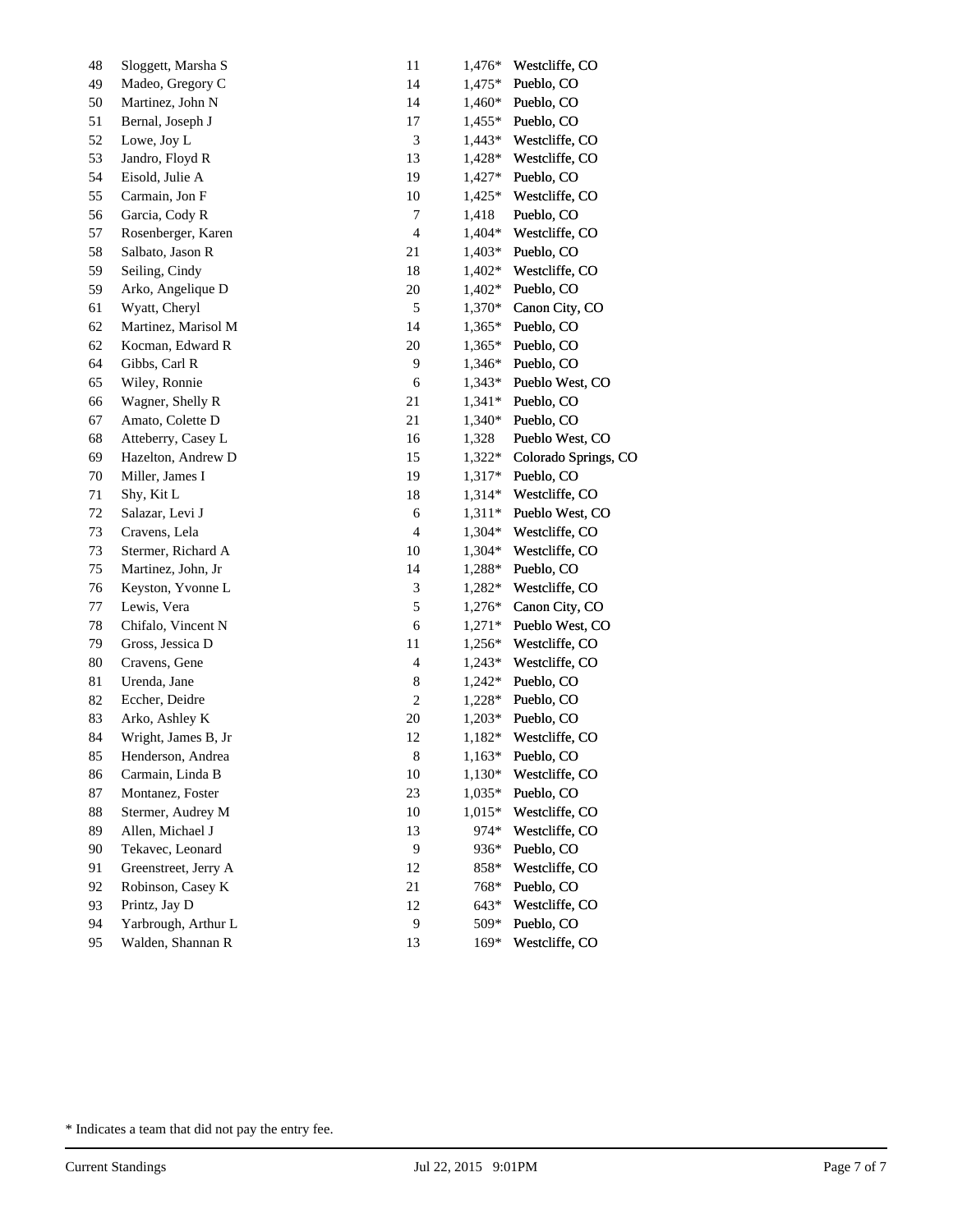| | | | | |
|---|---|---|---|---|
| 48 | Sloggett, Marsha S | 11 | 1,476* | Westcliffe, CO |
| 49 | Madeo, Gregory C | 14 | 1,475* | Pueblo, CO |
| 50 | Martinez, John N | 14 | 1,460* | Pueblo, CO |
| 51 | Bernal, Joseph J | 17 | 1,455* | Pueblo, CO |
| 52 | Lowe, Joy L | 3 | 1,443* | Westcliffe, CO |
| 53 | Jandro, Floyd R | 13 | 1,428* | Westcliffe, CO |
| 54 | Eisold, Julie A | 19 | 1,427* | Pueblo, CO |
| 55 | Carmain, Jon F | 10 | 1,425* | Westcliffe, CO |
| 56 | Garcia, Cody R | 7 | 1,418 | Pueblo, CO |
| 57 | Rosenberger, Karen | 4 | 1,404* | Westcliffe, CO |
| 58 | Salbato, Jason R | 21 | 1,403* | Pueblo, CO |
| 59 | Seiling, Cindy | 18 | 1,402* | Westcliffe, CO |
| 59 | Arko, Angelique D | 20 | 1,402* | Pueblo, CO |
| 61 | Wyatt, Cheryl | 5 | 1,370* | Canon City, CO |
| 62 | Martinez, Marisol M | 14 | 1,365* | Pueblo, CO |
| 62 | Kocman, Edward R | 20 | 1,365* | Pueblo, CO |
| 64 | Gibbs, Carl R | 9 | 1,346* | Pueblo, CO |
| 65 | Wiley, Ronnie | 6 | 1,343* | Pueblo West, CO |
| 66 | Wagner, Shelly R | 21 | 1,341* | Pueblo, CO |
| 67 | Amato, Colette D | 21 | 1,340* | Pueblo, CO |
| 68 | Atteberry, Casey L | 16 | 1,328 | Pueblo West, CO |
| 69 | Hazelton, Andrew D | 15 | 1,322* | Colorado Springs, CO |
| 70 | Miller, James I | 19 | 1,317* | Pueblo, CO |
| 71 | Shy, Kit L | 18 | 1,314* | Westcliffe, CO |
| 72 | Salazar, Levi J | 6 | 1,311* | Pueblo West, CO |
| 73 | Cravens, Lela | 4 | 1,304* | Westcliffe, CO |
| 73 | Stermer, Richard A | 10 | 1,304* | Westcliffe, CO |
| 75 | Martinez, John, Jr | 14 | 1,288* | Pueblo, CO |
| 76 | Keyston, Yvonne L | 3 | 1,282* | Westcliffe, CO |
| 77 | Lewis, Vera | 5 | 1,276* | Canon City, CO |
| 78 | Chifalo, Vincent N | 6 | 1,271* | Pueblo West, CO |
| 79 | Gross, Jessica D | 11 | 1,256* | Westcliffe, CO |
| 80 | Cravens, Gene | 4 | 1,243* | Westcliffe, CO |
| 81 | Urenda, Jane | 8 | 1,242* | Pueblo, CO |
| 82 | Eccher, Deidre | 2 | 1,228* | Pueblo, CO |
| 83 | Arko, Ashley K | 20 | 1,203* | Pueblo, CO |
| 84 | Wright, James B, Jr | 12 | 1,182* | Westcliffe, CO |
| 85 | Henderson, Andrea | 8 | 1,163* | Pueblo, CO |
| 86 | Carmain, Linda B | 10 | 1,130* | Westcliffe, CO |
| 87 | Montanez, Foster | 23 | 1,035* | Pueblo, CO |
| 88 | Stermer, Audrey M | 10 | 1,015* | Westcliffe, CO |
| 89 | Allen, Michael J | 13 | 974* | Westcliffe, CO |
| 90 | Tekavec, Leonard | 9 | 936* | Pueblo, CO |
| 91 | Greenstreet, Jerry A | 12 | 858* | Westcliffe, CO |
| 92 | Robinson, Casey K | 21 | 768* | Pueblo, CO |
| 93 | Printz, Jay D | 12 | 643* | Westcliffe, CO |
| 94 | Yarbrough, Arthur L | 9 | 509* | Pueblo, CO |
| 95 | Walden, Shannan R | 13 | 169* | Westcliffe, CO |

* Indicates a team that did not pay the entry fee.

Current Standings Jul 22, 2015 9:01PM